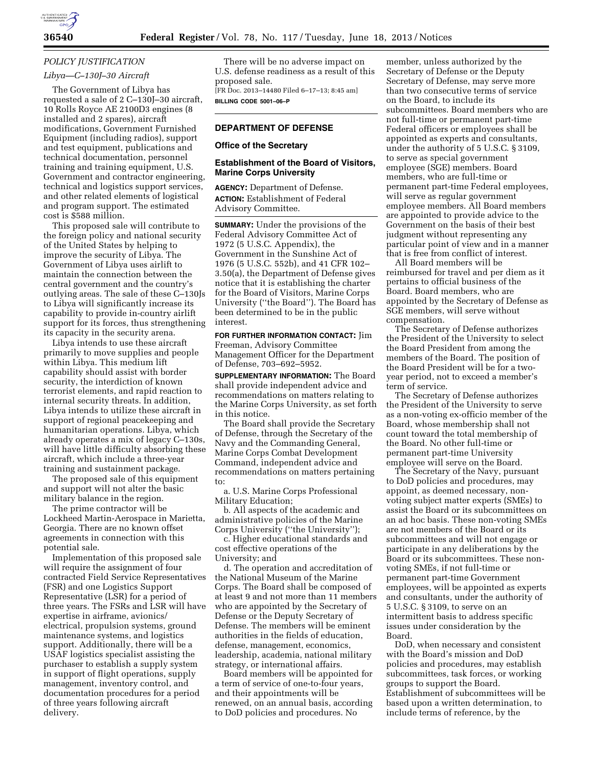## POLICY JUSTIFICATION

### Libya—C–130J–30 Aircraft

The Government of Libya has requested a sale of 2 C–130J–30 aircraft, 10 Rolls Royce AE 2100D3 engines (8 installed and 2 spares), aircraft modifications, Government Furnished Equipment (including radios), support and test equipment, publications and technical documentation, personnel training and training equipment, U.S. Government and contractor engineering, technical and logistics support services, and other related elements of logistical and program support. The estimated cost is $588 million.

This proposed sale will contribute to the foreign policy and national security of the United States by helping to improve the security of Libya. The Government of Libya uses airlift to maintain the connection between the central government and the country's outlying areas. The sale of these C–130Js to Libya will significantly increase its capability to provide in-country airlift support for its forces, thus strengthening its capacity in the security arena.

Libya intends to use these aircraft primarily to move supplies and people within Libya. This medium lift capability should assist with border security, the interdiction of known terrorist elements, and rapid reaction to internal security threats. In addition, Libya intends to utilize these aircraft in support of regional peacekeeping and humanitarian operations. Libya, which already operates a mix of legacy C–130s, will have little difficulty absorbing these aircraft, which include a three-year training and sustainment package.

The proposed sale of this equipment and support will not alter the basic military balance in the region.

The prime contractor will be Lockheed Martin-Aerospace in Marietta, Georgia. There are no known offset agreements in connection with this potential sale.

Implementation of this proposed sale will require the assignment of four contracted Field Service Representatives (FSR) and one Logistics Support Representative (LSR) for a period of three years. The FSRs and LSR will have expertise in airframe, avionics/electrical, propulsion systems, ground maintenance systems, and logistics support. Additionally, there will be a USAF logistics specialist assisting the purchaser to establish a supply system in support of flight operations, supply management, inventory control, and documentation procedures for a period of three years following aircraft delivery.

There will be no adverse impact on U.S. defense readiness as a result of this proposed sale.

[FR Doc. 2013–14480 Filed 6–17–13; 8:45 am]

**BILLING CODE 5001–06–P**

## DEPARTMENT OF DEFENSE

### Office of the Secretary

### Establishment of the Board of Visitors, Marine Corps University

**AGENCY:** Department of Defense.

**ACTION:** Establishment of Federal Advisory Committee.

**SUMMARY:** Under the provisions of the Federal Advisory Committee Act of 1972 (5 U.S.C. Appendix), the Government in the Sunshine Act of 1976 (5 U.S.C. 552b), and 41 CFR 102–3.50(a), the Department of Defense gives notice that it is establishing the charter for the Board of Visitors, Marine Corps University ("the Board"). The Board has been determined to be in the public interest.

**FOR FURTHER INFORMATION CONTACT:** Jim Freeman, Advisory Committee Management Officer for the Department of Defense, 703–692–5952.

**SUPPLEMENTARY INFORMATION:** The Board shall provide independent advice and recommendations on matters relating to the Marine Corps University, as set forth in this notice.

The Board shall provide the Secretary of Defense, through the Secretary of the Navy and the Commanding General, Marine Corps Combat Development Command, independent advice and recommendations on matters pertaining to:

a. U.S. Marine Corps Professional Military Education;

b. All aspects of the academic and administrative policies of the Marine Corps University ("the University");

c. Higher educational standards and cost effective operations of the University; and

d. The operation and accreditation of the National Museum of the Marine Corps. The Board shall be composed of at least 9 and not more than 11 members who are appointed by the Secretary of Defense or the Deputy Secretary of Defense. The members will be eminent authorities in the fields of education, defense, management, economics, leadership, academia, national military strategy, or international affairs.

Board members will be appointed for a term of service of one-to-four years, and their appointments will be renewed, on an annual basis, according to DoD policies and procedures. No member, unless authorized by the Secretary of Defense or the Deputy Secretary of Defense, may serve more than two consecutive terms of service on the Board, to include its subcommittees. Board members who are not full-time or permanent part-time Federal officers or employees shall be appointed as experts and consultants, under the authority of 5 U.S.C. § 3109, to serve as special government employee (SGE) members. Board members, who are full-time or permanent part-time Federal employees, will serve as regular government employee members. All Board members are appointed to provide advice to the Government on the basis of their best judgment without representing any particular point of view and in a manner that is free from conflict of interest.

All Board members will be reimbursed for travel and per diem as it pertains to official business of the Board. Board members, who are appointed by the Secretary of Defense as SGE members, will serve without compensation.

The Secretary of Defense authorizes the President of the University to select the Board President from among the members of the Board. The position of the Board President will be for a two-year period, not to exceed a member's term of service.

The Secretary of Defense authorizes the President of the University to serve as a non-voting ex-officio member of the Board, whose membership shall not count toward the total membership of the Board. No other full-time or permanent part-time University employee will serve on the Board.

The Secretary of the Navy, pursuant to DoD policies and procedures, may appoint, as deemed necessary, non-voting subject matter experts (SMEs) to assist the Board or its subcommittees on an ad hoc basis. These non-voting SMEs are not members of the Board or its subcommittees and will not engage or participate in any deliberations by the Board or its subcommittees. These non-voting SMEs, if not full-time or permanent part-time Government employees, will be appointed as experts and consultants, under the authority of 5 U.S.C. § 3109, to serve on an intermittent basis to address specific issues under consideration by the Board.

DoD, when necessary and consistent with the Board's mission and DoD policies and procedures, may establish subcommittees, task forces, or working groups to support the Board. Establishment of subcommittees will be based upon a written determination, to include terms of reference, by the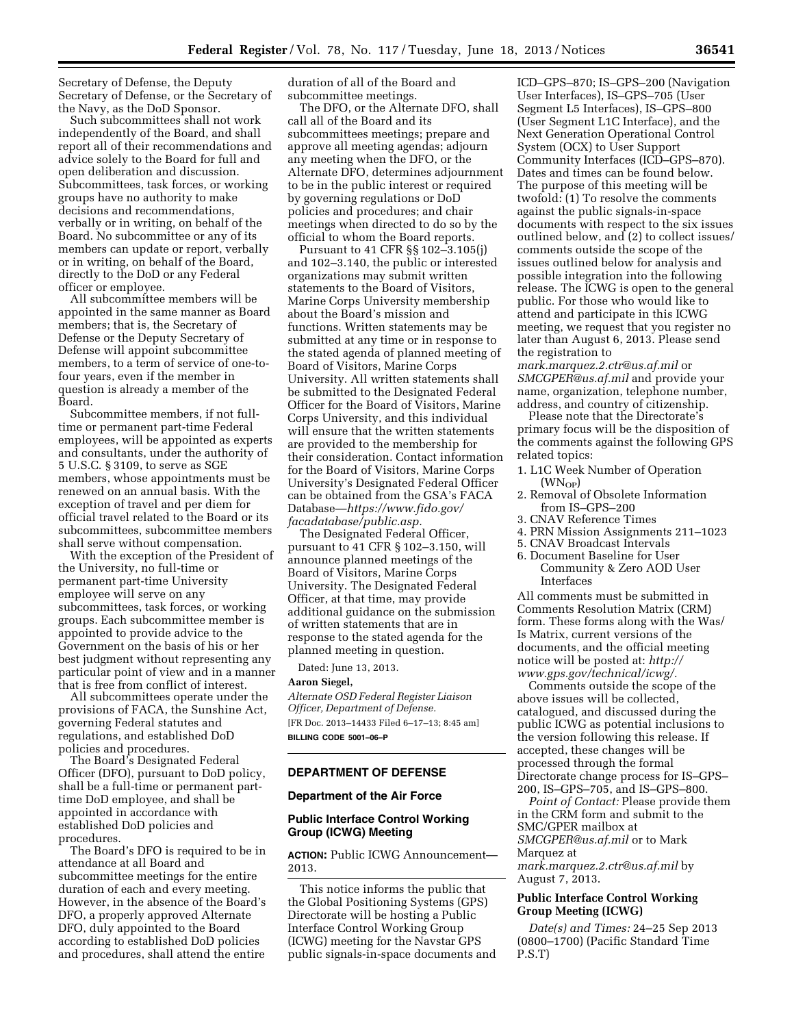Secretary of Defense, the Deputy Secretary of Defense, or the Secretary of the Navy, as the DoD Sponsor.

Such subcommittees shall not work independently of the Board, and shall report all of their recommendations and advice solely to the Board for full and open deliberation and discussion. Subcommittees, task forces, or working groups have no authority to make decisions and recommendations, verbally or in writing, on behalf of the Board. No subcommittee or any of its members can update or report, verbally or in writing, on behalf of the Board, directly to the DoD or any Federal officer or employee.

All subcommittee members will be appointed in the same manner as Board members; that is, the Secretary of Defense or the Deputy Secretary of Defense will appoint subcommittee members, to a term of service of one-to-four years, even if the member in question is already a member of the Board.

Subcommittee members, if not full-time or permanent part-time Federal employees, will be appointed as experts and consultants, under the authority of 5 U.S.C. § 3109, to serve as SGE members, whose appointments must be renewed on an annual basis. With the exception of travel and per diem for official travel related to the Board or its subcommittees, subcommittee members shall serve without compensation.

With the exception of the President of the University, no full-time or permanent part-time University employee will serve on any subcommittees, task forces, or working groups. Each subcommittee member is appointed to provide advice to the Government on the basis of his or her best judgment without representing any particular point of view and in a manner that is free from conflict of interest.

All subcommittees operate under the provisions of FACA, the Sunshine Act, governing Federal statutes and regulations, and established DoD policies and procedures.

The Board's Designated Federal Officer (DFO), pursuant to DoD policy, shall be a full-time or permanent part-time DoD employee, and shall be appointed in accordance with established DoD policies and procedures.

The Board's DFO is required to be in attendance at all Board and subcommittee meetings for the entire duration of each and every meeting. However, in the absence of the Board's DFO, a properly approved Alternate DFO, duly appointed to the Board according to established DoD policies and procedures, shall attend the entire duration of all of the Board and subcommittee meetings.

The DFO, or the Alternate DFO, shall call all of the Board and its subcommittees meetings; prepare and approve all meeting agendas; adjourn any meeting when the DFO, or the Alternate DFO, determines adjournment to be in the public interest or required by governing regulations or DoD policies and procedures; and chair meetings when directed to do so by the official to whom the Board reports.

Pursuant to 41 CFR §§ 102–3.105(j) and 102–3.140, the public or interested organizations may submit written statements to the Board of Visitors, Marine Corps University membership about the Board's mission and functions. Written statements may be submitted at any time or in response to the stated agenda of planned meeting of Board of Visitors, Marine Corps University. All written statements shall be submitted to the Designated Federal Officer for the Board of Visitors, Marine Corps University, and this individual will ensure that the written statements are provided to the membership for their consideration. Contact information for the Board of Visitors, Marine Corps University's Designated Federal Officer can be obtained from the GSA's FACA Database—*https://www.fido.gov/facadatabase/public.asp.*

The Designated Federal Officer, pursuant to 41 CFR § 102–3.150, will announce planned meetings of the Board of Visitors, Marine Corps University. The Designated Federal Officer, at that time, may provide additional guidance on the submission of written statements that are in response to the stated agenda for the planned meeting in question.

Dated: June 13, 2013.

**Aaron Siegel,**

*Alternate OSD Federal Register Liaison Officer, Department of Defense.*

[FR Doc. 2013–14433 Filed 6–17–13; 8:45 am]

**BILLING CODE 5001–06–P**

## DEPARTMENT OF DEFENSE

### Department of the Air Force

### Public Interface Control Working Group (ICWG) Meeting

**ACTION:** Public ICWG Announcement—2013.

This notice informs the public that the Global Positioning Systems (GPS) Directorate will be hosting a Public Interface Control Working Group (ICWG) meeting for the Navstar GPS public signals-in-space documents and ICD–GPS–870; IS–GPS–200 (Navigation User Interfaces), IS–GPS–705 (User Segment L5 Interfaces), IS–GPS–800 (User Segment L1C Interface), and the Next Generation Operational Control System (OCX) to User Support Community Interfaces (ICD–GPS–870). Dates and times can be found below. The purpose of this meeting will be twofold: (1) To resolve the comments against the public signals-in-space documents with respect to the six issues outlined below, and (2) to collect issues/comments outside the scope of the issues outlined below for analysis and possible integration into the following release. The ICWG is open to the general public. For those who would like to attend and participate in this ICWG meeting, we request that you register no later than August 6, 2013. Please send the registration to *mark.marquez.2.ctr@us.af.mil* or *SMCGPER@us.af.mil* and provide your name, organization, telephone number, address, and country of citizenship.

Please note that the Directorate's primary focus will be the disposition of the comments against the following GPS related topics:

1. L1C Week Number of Operation ($WN_{OP}$)
2. Removal of Obsolete Information from IS–GPS–200
3. CNAV Reference Times
4. PRN Mission Assignments 211–1023
5. CNAV Broadcast Intervals
6. Document Baseline for User Community & Zero AOD User Interfaces

All comments must be submitted in Comments Resolution Matrix (CRM) form. These forms along with the Was/Is Matrix, current versions of the documents, and the official meeting notice will be posted at: *http://www.gps.gov/technical/icwg/.*

Comments outside the scope of the above issues will be collected, catalogued, and discussed during the public ICWG as potential inclusions to the version following this release. If accepted, these changes will be processed through the formal Directorate change process for IS–GPS–200, IS–GPS–705, and IS–GPS–800.

*Point of Contact:* Please provide them in the CRM form and submit to the SMC/GPER mailbox at *SMCGPER@us.af.mil* or to Mark Marquez at *mark.marquez.2.ctr@us.af.mil* by August 7, 2013.

### Public Interface Control Working Group Meeting (ICWG)

*Date(s) and Times:* 24–25 Sep 2013 (0800–1700) (Pacific Standard Time P.S.T)